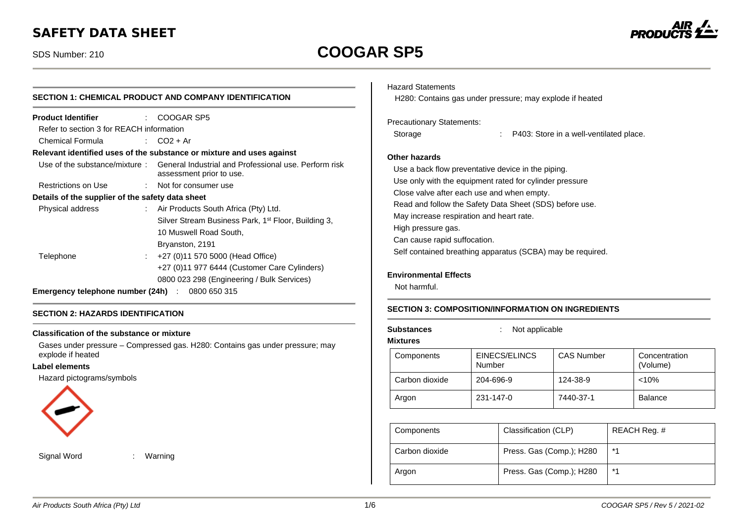# SAFETY DATA SHEET

SDS Number: 210

# COOGAR SP5

## SECTION 1: CHEMICAL PRODUCT AND COMPANY IDENTIFICATION

**Product Identifier** : COOGAR SP5

Refer to section 3 for REACH information

Chemical Formula : $CO_2$ + Ar

**Relevant identified uses of the substance or mixture and uses against**

Use of the substance/mixture : General Industrial and Professional use. Perform risk assessment prior to use.

Restrictions on Use : Not for consumer use

**Details of the supplier of the safety data sheet**

Physical address : Air Products South Africa (Pty) Ltd.
Silver Stream Business Park, 1st Floor, Building 3,
10 Muswell Road South,
Bryanston, 2191

Telephone : +27 (0)11 570 5000 (Head Office)
+27 (0)11 977 6444 (Customer Care Cylinders)
0800 023 298 (Engineering / Bulk Services)

**Emergency telephone number (24h)** : 0800 650 315

## SECTION 2: HAZARDS IDENTIFICATION

**Classification of the substance or mixture**

Gases under pressure – Compressed gas. H280: Contains gas under pressure; may explode if heated

**Label elements**

Hazard pictograms/symbols

Signal Word : Warning

Hazard Statements

H280: Contains gas under pressure; may explode if heated

Precautionary Statements:

Storage : P403: Store in a well-ventilated place.

**Other hazards**

Use a back flow preventative device in the piping.
Use only with the equipment rated for cylinder pressure
Close valve after each use and when empty.
Read and follow the Safety Data Sheet (SDS) before use.
May increase respiration and heart rate.
High pressure gas.
Can cause rapid suffocation.
Self contained breathing apparatus (SCBA) may be required.

**Environmental Effects**

Not harmful.

## SECTION 3: COMPOSITION/INFORMATION ON INGREDIENTS

**Substances** : Not applicable

**Mixtures**

| Components | EINECS/ELINCS Number | CAS Number | Concentration (Volume) |
|---|---|---|---|
| Carbon dioxide | 204-696-9 | 124-38-9 | <10% |
| Argon | 231-147-0 | 7440-37-1 | Balance |

| Components | Classification (CLP) | REACH Reg. # |
|---|---|---|
| Carbon dioxide | Press. Gas (Comp.); H280 | *1 |
| Argon | Press. Gas (Comp.); H280 | *1 |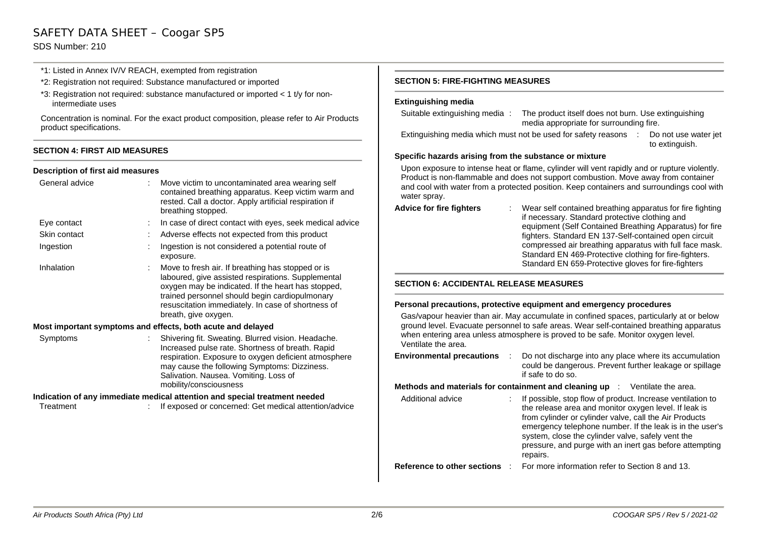*1: Listed in Annex IV/V REACH, exempted from registration

*2: Registration not required: Substance manufactured or imported

*3: Registration not required: substance manufactured or imported < 1 t/y for non-intermediate uses

Concentration is nominal. For the exact product composition, please refer to Air Products product specifications.

## SECTION 4: FIRST AID MEASURES

### Description of first aid measures

| | | |
|---|---|---|
| General advice | : | Move victim to uncontaminated area wearing self contained breathing apparatus. Keep victim warm and rested. Call a doctor. Apply artificial respiration if breathing stopped. |
| Eye contact | : | In case of direct contact with eyes, seek medical advice |
| Skin contact | : | Adverse effects not expected from this product |
| Ingestion | : | Ingestion is not considered a potential route of exposure. |
| Inhalation | : | Move to fresh air. If breathing has stopped or is laboured, give assisted respirations. Supplemental oxygen may be indicated. If the heart has stopped, trained personnel should begin cardiopulmonary resuscitation immediately. In case of shortness of breath, give oxygen. |

### Most important symptoms and effects, both acute and delayed

| | | |
|---|---|---|
| Symptoms | : | Shivering fit. Sweating. Blurred vision. Headache. Increased pulse rate. Shortness of breath. Rapid respiration. Exposure to oxygen deficient atmosphere may cause the following Symptoms: Dizziness. Salivation. Nausea. Vomiting. Loss of mobility/consciousness |

### Indication of any immediate medical attention and special treatment needed

| | | |
|---|---|---|
| Treatment | : | If exposed or concerned: Get medical attention/advice |

## SECTION 5: FIRE-FIGHTING MEASURES

### Extinguishing media

| | | |
|---|---|---|
| Suitable extinguishing media | : | The product itself does not burn. Use extinguishing media appropriate for surrounding fire. |
| Extinguishing media which must not be used for safety reasons | : | Do not use water jet to extinguish. |

### Specific hazards arising from the substance or mixture

Upon exposure to intense heat or flame, cylinder will vent rapidly and or rupture violently. Product is non-flammable and does not support combustion. Move away from container and cool with water from a protected position. Keep containers and surroundings cool with water spray.

| | | |
|---|---|---|
| **Advice for fire fighters** | : | Wear self contained breathing apparatus for fire fighting if necessary. Standard protective clothing and equipment (Self Contained Breathing Apparatus) for fire fighters. Standard EN 137-Self-contained open circuit compressed air breathing apparatus with full face mask. Standard EN 469-Protective clothing for fire-fighters. Standard EN 659-Protective gloves for fire-fighters |

## SECTION 6: ACCIDENTAL RELEASE MEASURES

### Personal precautions, protective equipment and emergency procedures

Gas/vapour heavier than air. May accumulate in confined spaces, particularly at or below ground level. Evacuate personnel to safe areas. Wear self-contained breathing apparatus when entering area unless atmosphere is proved to be safe. Monitor oxygen level. Ventilate the area.

| | | |
|---|---|---|
| **Environmental precautions** | : | Do not discharge into any place where its accumulation could be dangerous. Prevent further leakage or spillage if safe to do so. |

**Methods and materials for containment and cleaning up** : Ventilate the area.

| | | |
|---|---|---|
| Additional advice | : | If possible, stop flow of product. Increase ventilation to the release area and monitor oxygen level. If leak is from cylinder or cylinder valve, call the Air Products emergency telephone number. If the leak is in the user's system, close the cylinder valve, safely vent the pressure, and purge with an inert gas before attempting repairs. |
| **Reference to other sections** | : | For more information refer to Section 8 and 13. |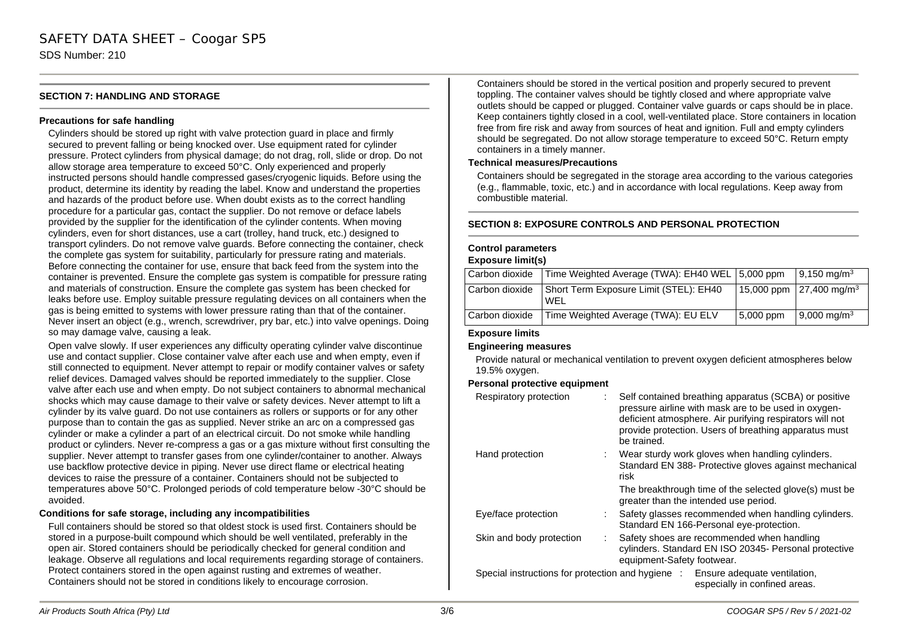## SECTION 7: HANDLING AND STORAGE

### Precautions for safe handling

Cylinders should be stored up right with valve protection guard in place and firmly secured to prevent falling or being knocked over. Use equipment rated for cylinder pressure. Protect cylinders from physical damage; do not drag, roll, slide or drop. Do not allow storage area temperature to exceed 50°C. Only experienced and properly instructed persons should handle compressed gases/cryogenic liquids. Before using the product, determine its identity by reading the label. Know and understand the properties and hazards of the product before use. When doubt exists as to the correct handling procedure for a particular gas, contact the supplier. Do not remove or deface labels provided by the supplier for the identification of the cylinder contents. When moving cylinders, even for short distances, use a cart (trolley, hand truck, etc.) designed to transport cylinders. Do not remove valve guards. Before connecting the container, check the complete gas system for suitability, particularly for pressure rating and materials. Before connecting the container for use, ensure that back feed from the system into the container is prevented. Ensure the complete gas system is compatible for pressure rating and materials of construction. Ensure the complete gas system has been checked for leaks before use. Employ suitable pressure regulating devices on all containers when the gas is being emitted to systems with lower pressure rating than that of the container. Never insert an object (e.g., wrench, screwdriver, pry bar, etc.) into valve openings. Doing so may damage valve, causing a leak.

Open valve slowly. If user experiences any difficulty operating cylinder valve discontinue use and contact supplier. Close container valve after each use and when empty, even if still connected to equipment. Never attempt to repair or modify container valves or safety relief devices. Damaged valves should be reported immediately to the supplier. Close valve after each use and when empty. Do not subject containers to abnormal mechanical shocks which may cause damage to their valve or safety devices. Never attempt to lift a cylinder by its valve guard. Do not use containers as rollers or supports or for any other purpose than to contain the gas as supplied. Never strike an arc on a compressed gas cylinder or make a cylinder a part of an electrical circuit. Do not smoke while handling product or cylinders. Never re-compress a gas or a gas mixture without first consulting the supplier. Never attempt to transfer gases from one cylinder/container to another. Always use backflow protective device in piping. Never use direct flame or electrical heating devices to raise the pressure of a container. Containers should not be subjected to temperatures above 50°C. Prolonged periods of cold temperature below -30°C should be avoided.

### Conditions for safe storage, including any incompatibilities

Full containers should be stored so that oldest stock is used first. Containers should be stored in a purpose-built compound which should be well ventilated, preferably in the open air. Stored containers should be periodically checked for general condition and leakage. Observe all regulations and local requirements regarding storage of containers. Protect containers stored in the open against rusting and extremes of weather. Containers should not be stored in conditions likely to encourage corrosion. Containers should be stored in the vertical position and properly secured to prevent toppling. The container valves should be tightly closed and where appropriate valve outlets should be capped or plugged. Container valve guards or caps should be in place. Keep containers tightly closed in a cool, well-ventilated place. Store containers in location free from fire risk and away from sources of heat and ignition. Full and empty cylinders should be segregated. Do not allow storage temperature to exceed 50°C. Return empty containers in a timely manner.

### Technical measures/Precautions

Containers should be segregated in the storage area according to the various categories (e.g., flammable, toxic, etc.) and in accordance with local regulations. Keep away from combustible material.

## SECTION 8: EXPOSURE CONTROLS AND PERSONAL PROTECTION

### Control parameters

**Exposure limit(s)**

| | | | |
|---|---|---|---|
| Carbon dioxide | Time Weighted Average (TWA): EH40 WEL | 5,000 ppm | 9,150 mg/m³ |
| Carbon dioxide | Short Term Exposure Limit (STEL): EH40 WEL | 15,000 ppm | 27,400 mg/m³ |
| Carbon dioxide | Time Weighted Average (TWA): EU ELV | 5,000 ppm | 9,000 mg/m³ |

**Exposure limits**

### Engineering measures

Provide natural or mechanical ventilation to prevent oxygen deficient atmospheres below 19.5% oxygen.

### Personal protective equipment

- Respiratory protection : Self contained breathing apparatus (SCBA) or positive pressure airline with mask are to be used in oxygen-deficient atmosphere. Air purifying respirators will not provide protection. Users of breathing apparatus must be trained.
- Hand protection : Wear sturdy work gloves when handling cylinders. Standard EN 388- Protective gloves against mechanical risk

  The breakthrough time of the selected glove(s) must be greater than the intended use period.
- Eye/face protection : Safety glasses recommended when handling cylinders. Standard EN 166-Personal eye-protection.
- Skin and body protection : Safety shoes are recommended when handling cylinders. Standard EN ISO 20345- Personal protective equipment-Safety footwear.
- Special instructions for protection and hygiene : Ensure adequate ventilation, especially in confined areas.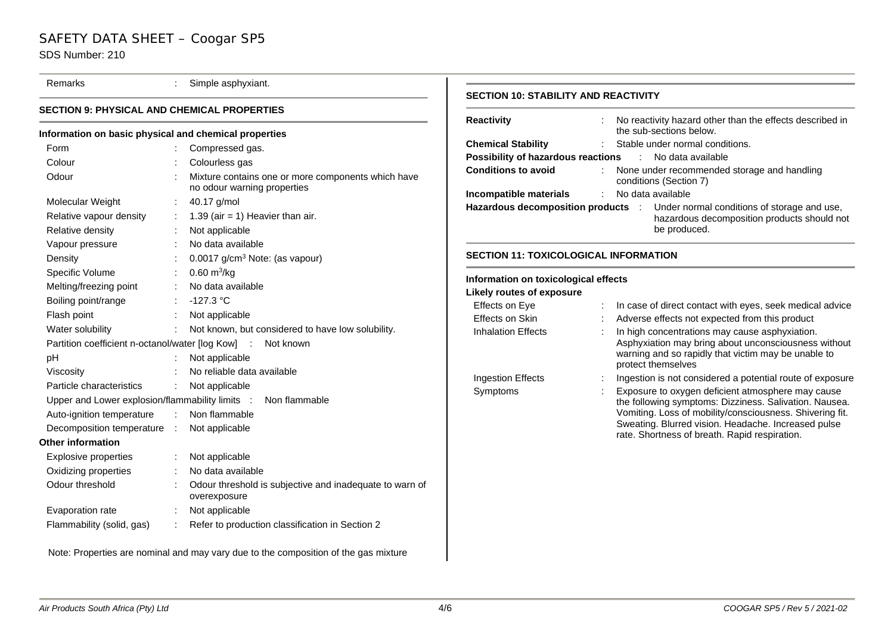| | | |
|---|---|---|
| Remarks | : | Simple asphyxiant. |

## SECTION 9: PHYSICAL AND CHEMICAL PROPERTIES

### Information on basic physical and chemical properties

| | | |
|---|---|---|
| Form | : | Compressed gas. |
| Colour | : | Colourless gas |
| Odour | : | Mixture contains one or more components which have no odour warning properties |
| Molecular Weight | : | 40.17 g/mol |
| Relative vapour density | : | 1.39 (air = 1) Heavier than air. |
| Relative density | : | Not applicable |
| Vapour pressure | : | No data available |
| Density | : | 0.0017 g/cm$^3$ Note: (as vapour) |
| Specific Volume | : | 0.60 m$^3$/kg |
| Melting/freezing point | : | No data available |
| Boiling point/range | : | -127.3 °C |
| Flash point | : | Not applicable |
| Water solubility | : | Not known, but considered to have low solubility. |
| Partition coefficient n-octanol/water [log Kow] | : | Not known |
| pH | : | Not applicable |
| Viscosity | : | No reliable data available |
| Particle characteristics | : | Not applicable |
| Upper and Lower explosion/flammability limits | : | Non flammable |
| Auto-ignition temperature | : | Non flammable |
| Decomposition temperature | : | Not applicable |

**Other information**

| | | |
|---|---|---|
| Explosive properties | : | Not applicable |
| Oxidizing properties | : | No data available |
| Odour threshold | : | Odour threshold is subjective and inadequate to warn of overexposure |
| Evaporation rate | : | Not applicable |
| Flammability (solid, gas) | : | Refer to production classification in Section 2 |

Note: Properties are nominal and may vary due to the composition of the gas mixture

## SECTION 10: STABILITY AND REACTIVITY

| | | |
|---|---|---|
| **Reactivity** | : | No reactivity hazard other than the effects described in the sub-sections below. |
| **Chemical Stability** | : | Stable under normal conditions. |
| **Possibility of hazardous reactions** | : | No data available |
| **Conditions to avoid** | : | None under recommended storage and handling conditions (Section 7) |
| **Incompatible materials** | : | No data available |
| **Hazardous decomposition products** | : | Under normal conditions of storage and use, hazardous decomposition products should not be produced. |

## SECTION 11: TOXICOLOGICAL INFORMATION

### Information on toxicological effects

**Likely routes of exposure**

| | | |
|---|---|---|
| Effects on Eye | : | In case of direct contact with eyes, seek medical advice |
| Effects on Skin | : | Adverse effects not expected from this product |
| Inhalation Effects | : | In high concentrations may cause asphyxiation. Asphyxiation may bring about unconsciousness without warning and so rapidly that victim may be unable to protect themselves |
| Ingestion Effects | : | Ingestion is not considered a potential route of exposure |
| Symptoms | : | Exposure to oxygen deficient atmosphere may cause the following symptoms: Dizziness. Salivation. Nausea. Vomiting. Loss of mobility/consciousness. Shivering fit. Sweating. Blurred vision. Headache. Increased pulse rate. Shortness of breath. Rapid respiration. |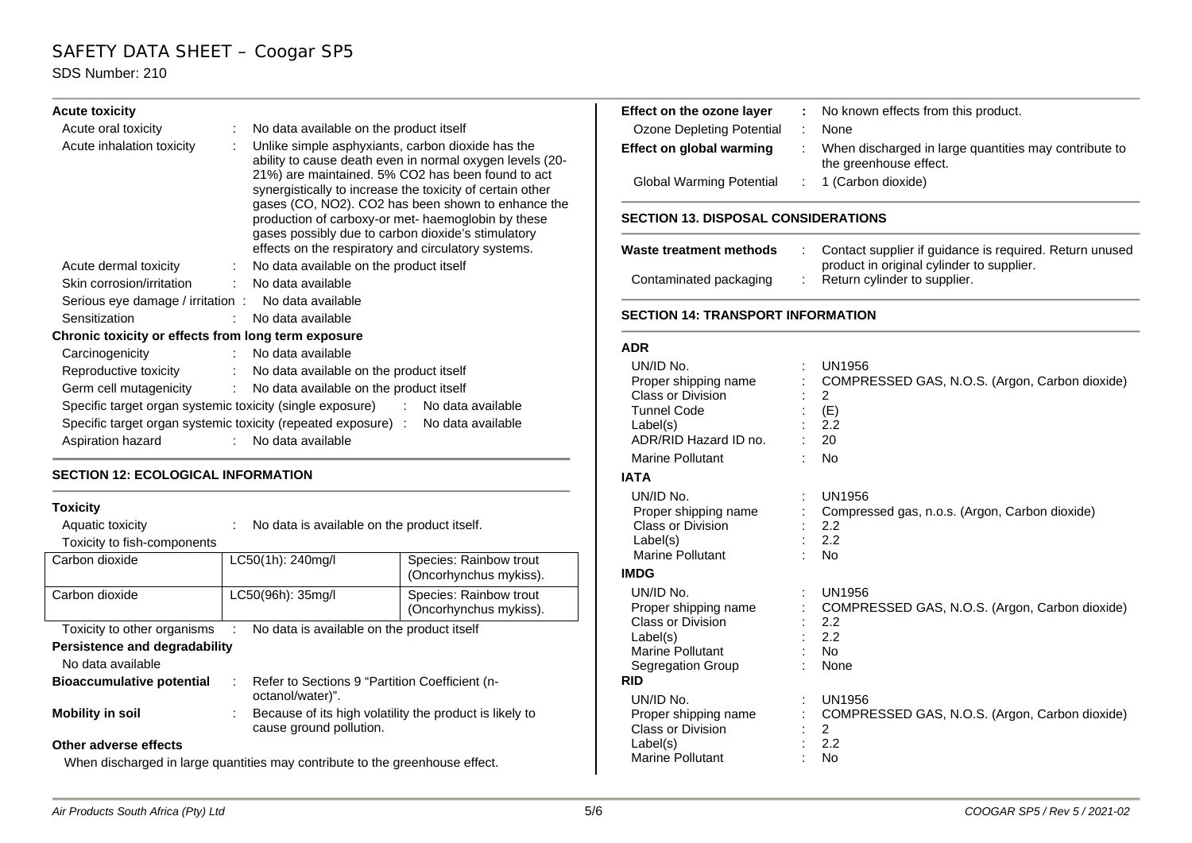**Acute toxicity**

| | | |
|---|---|---|
| Acute oral toxicity | : | No data available on the product itself |
| Acute inhalation toxicity | : | Unlike simple asphyxiants, carbon dioxide has the ability to cause death even in normal oxygen levels (20-21%) are maintained. 5% $CO_2$ has been found to act synergistically to increase the toxicity of certain other gases (CO, $NO_2$). $CO_2$ has been shown to enhance the production of carboxy-or met- haemoglobin by these gases possibly due to carbon dioxide's stimulatory effects on the respiratory and circulatory systems. |
| Acute dermal toxicity | : | No data available on the product itself |
| Skin corrosion/irritation | : | No data available |
| Serious eye damage / irritation | : | No data available |
| Sensitization | : | No data available |

**Chronic toxicity or effects from long term exposure**

| | | |
|---|---|---|
| Carcinogenicity | : | No data available |
| Reproductive toxicity | : | No data available on the product itself |
| Germ cell mutagenicity | : | No data available on the product itself |
| Specific target organ systemic toxicity (single exposure) | : | No data available |
| Specific target organ systemic toxicity (repeated exposure) | : | No data available |
| Aspiration hazard | : | No data available |

## SECTION 12: ECOLOGICAL INFORMATION

**Toxicity**

Aquatic toxicity : No data is available on the product itself.

Toxicity to fish-components

| | | |
|---|---|---|
| Carbon dioxide | LC50(1h): 240mg/l | Species: Rainbow trout (Oncorhynchus mykiss). |
| Carbon dioxide | LC50(96h): 35mg/l | Species: Rainbow trout (Oncorhynchus mykiss). |

Toxicity to other organisms : No data is available on the product itself

**Persistence and degradability**

No data available

**Bioaccumulative potential** : Refer to Sections 9 "Partition Coefficient (n-octanol/water)".

**Mobility in soil** : Because of its high volatility the product is likely to cause ground pollution.

**Other adverse effects**

When discharged in large quantities may contribute to the greenhouse effect.

**Effect on the ozone layer** : No known effects from this product.

Ozone Depleting Potential : None

**Effect on global warming** : When discharged in large quantities may contribute to the greenhouse effect.

Global Warming Potential : 1 (Carbon dioxide)

## SECTION 13. DISPOSAL CONSIDERATIONS

**Waste treatment methods** : Contact supplier if guidance is required. Return unused product in original cylinder to supplier.

Contaminated packaging : Return cylinder to supplier.

## SECTION 14: TRANSPORT INFORMATION

**ADR**

| | | |
|---|---|---|
| UN/ID No. | : | UN1956 |
| Proper shipping name | : | COMPRESSED GAS, N.O.S. (Argon, Carbon dioxide) |
| Class or Division | : | 2 |
| Tunnel Code | : | (E) |
| Label(s) | : | 2.2 |
| ADR/RID Hazard ID no. | : | 20 |
| Marine Pollutant | : | No |

**IATA**

| | | |
|---|---|---|
| UN/ID No. | : | UN1956 |
| Proper shipping name | : | Compressed gas, n.o.s. (Argon, Carbon dioxide) |
| Class or Division | : | 2.2 |
| Label(s) | : | 2.2 |
| Marine Pollutant | : | No |

**IMDG**

| | | |
|---|---|---|
| UN/ID No. | : | UN1956 |
| Proper shipping name | : | COMPRESSED GAS, N.O.S. (Argon, Carbon dioxide) |
| Class or Division | : | 2.2 |
| Label(s) | : | 2.2 |
| Marine Pollutant | : | No |
| Segregation Group | : | None |

**RID**

| | | |
|---|---|---|
| UN/ID No. | : | UN1956 |
| Proper shipping name | : | COMPRESSED GAS, N.O.S. (Argon, Carbon dioxide) |
| Class or Division | : | 2 |
| Label(s) | : | 2.2 |
| Marine Pollutant | : | No |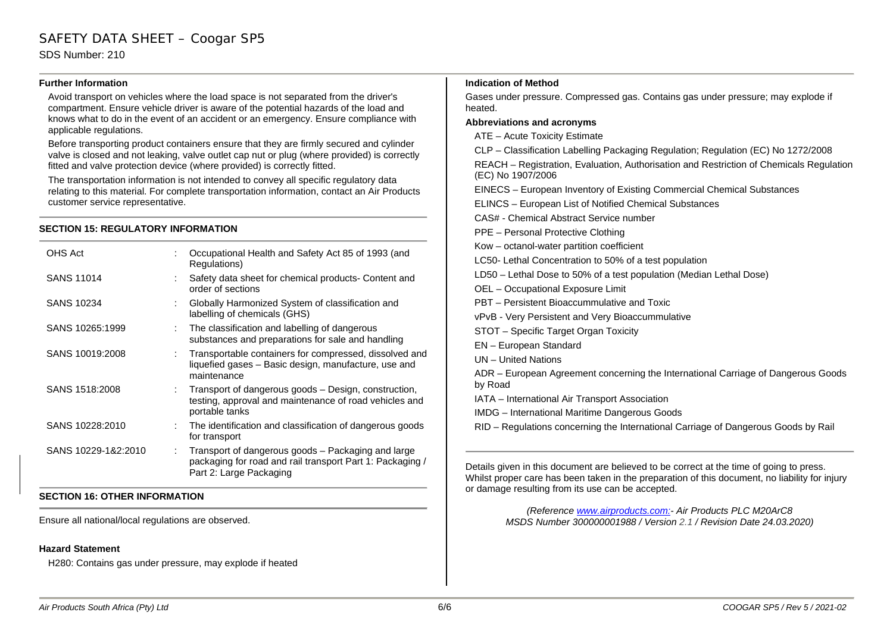**Further Information**

Avoid transport on vehicles where the load space is not separated from the driver's compartment. Ensure vehicle driver is aware of the potential hazards of the load and knows what to do in the event of an accident or an emergency. Ensure compliance with applicable regulations.

Before transporting product containers ensure that they are firmly secured and cylinder valve is closed and not leaking, valve outlet cap nut or plug (where provided) is correctly fitted and valve protection device (where provided) is correctly fitted.

The transportation information is not intended to convey all specific regulatory data relating to this material. For complete transportation information, contact an Air Products customer service representative.

## SECTION 15: REGULATORY INFORMATION

| | | |
|---|---|---|
| OHS Act | : | Occupational Health and Safety Act 85 of 1993 (and Regulations) |
| SANS 11014 | : | Safety data sheet for chemical products- Content and order of sections |
| SANS 10234 | : | Globally Harmonized System of classification and labelling of chemicals (GHS) |
| SANS 10265:1999 | : | The classification and labelling of dangerous substances and preparations for sale and handling |
| SANS 10019:2008 | : | Transportable containers for compressed, dissolved and liquefied gases – Basic design, manufacture, use and maintenance |
| SANS 1518:2008 | : | Transport of dangerous goods – Design, construction, testing, approval and maintenance of road vehicles and portable tanks |
| SANS 10228:2010 | : | The identification and classification of dangerous goods for transport |
| SANS 10229-1&2:2010 | : | Transport of dangerous goods – Packaging and large packaging for road and rail transport Part 1: Packaging / Part 2: Large Packaging |

## SECTION 16: OTHER INFORMATION

Ensure all national/local regulations are observed.

**Hazard Statement**

H280: Contains gas under pressure, may explode if heated

**Indication of Method**

Gases under pressure. Compressed gas. Contains gas under pressure; may explode if heated.

**Abbreviations and acronyms**

ATE – Acute Toxicity Estimate

CLP – Classification Labelling Packaging Regulation; Regulation (EC) No 1272/2008

REACH – Registration, Evaluation, Authorisation and Restriction of Chemicals Regulation (EC) No 1907/2006

EINECS – European Inventory of Existing Commercial Chemical Substances

ELINCS – European List of Notified Chemical Substances

CAS# - Chemical Abstract Service number

PPE – Personal Protective Clothing

Kow – octanol-water partition coefficient

LC50- Lethal Concentration to 50% of a test population

LD50 – Lethal Dose to 50% of a test population (Median Lethal Dose)

OEL – Occupational Exposure Limit

PBT – Persistent Bioaccummulative and Toxic

vPvB - Very Persistent and Very Bioaccummulative

STOT – Specific Target Organ Toxicity

EN – European Standard

UN – United Nations

ADR – European Agreement concerning the International Carriage of Dangerous Goods by Road

IATA – International Air Transport Association

IMDG – International Maritime Dangerous Goods

RID – Regulations concerning the International Carriage of Dangerous Goods by Rail

Details given in this document are believed to be correct at the time of going to press. Whilst proper care has been taken in the preparation of this document, no liability for injury or damage resulting from its use can be accepted.

*(Reference www.airproducts.com:- Air Products PLC M20ArC8 MSDS Number 300000001988 / Version 2.1 / Revision Date 24.03.2020)*